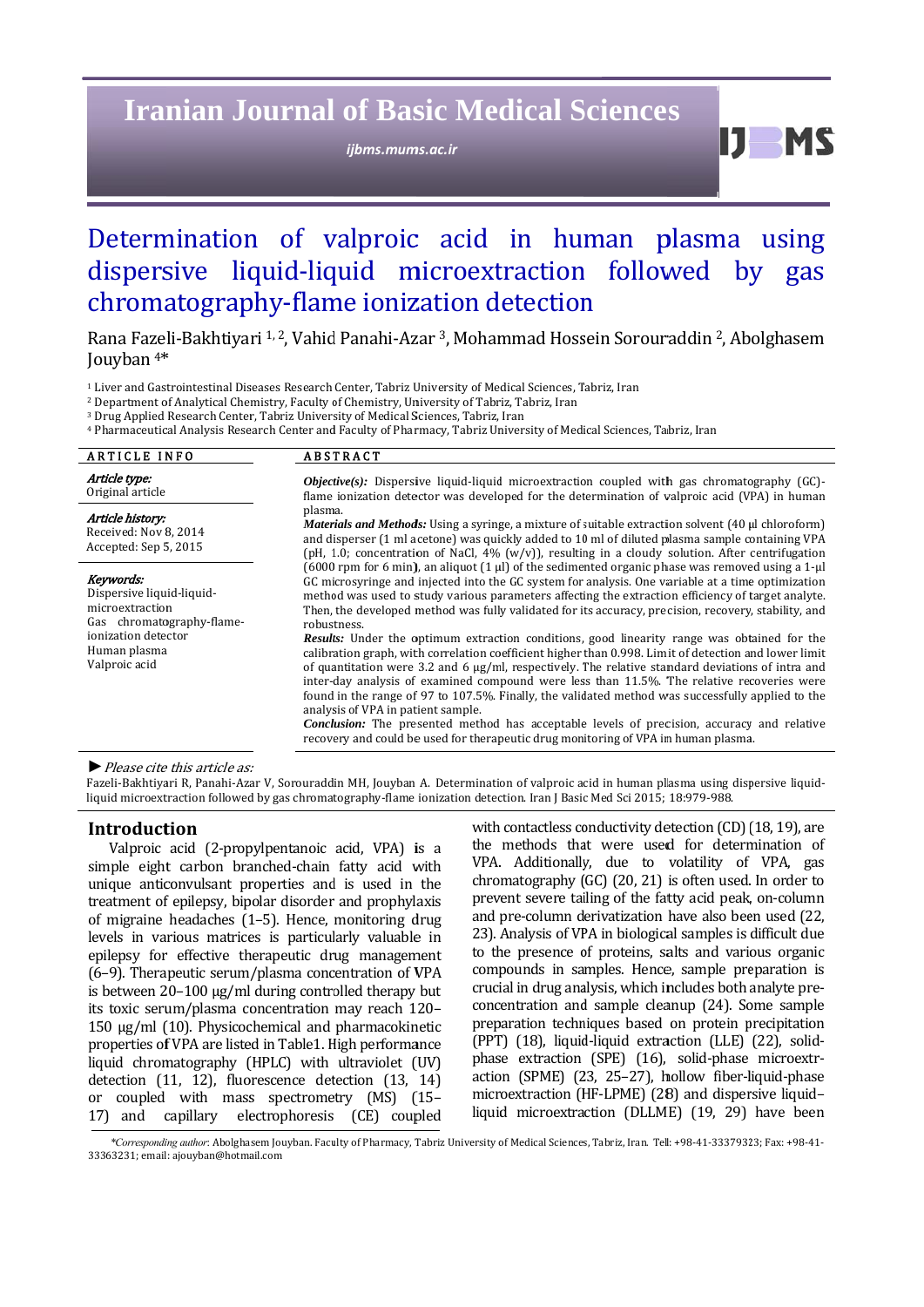# Determination of valproic acid in human plasma using dispersive liquid-liquid microextraction followed by gas chromatography-flame ionization detection

Rana Fazeli-Bakhtiyari [1, 2], Vahid Panahi-Azar [3], Mohammad Hossein Sorouraddin [2], Abolghasem Jouyban [4]*

[1] Liver and Gastrointestinal Diseases Research Center, Tabriz University of Medical Sciences, Tabriz, Iran
[2] Department of Analytical Chemistry, Faculty of Chemistry, University of Tabriz, Tabriz, Iran
[3] Drug Applied Research Center, Tabriz University of Medical Sciences, Tabriz, Iran
[4] Pharmaceutical Analysis Research Center and Faculty of Pharmacy, Tabriz University of Medical Sciences, Tabriz, Iran

## ARTICLE INFO

*Article type:*
Original article

*Article history:*
Received: Nov 8, 2014
Accepted: Sep 5, 2015

*Keywords:*
Dispersive liquid-liquid-microextraction
Gas chromatography-flame-ionization detector
Human plasma
Valproic acid

## ABSTRACT

***Objective(s):*** Dispersive liquid-liquid microextraction coupled with gas chromatography (GC)-flame ionization detector was developed for the determination of valproic acid (VPA) in human plasma.

***Materials and Methods:*** Using a syringe, a mixture of suitable extraction solvent (40 µl chloroform) and disperser (1 ml acetone) was quickly added to 10 ml of diluted plasma sample containing VPA (pH, 1.0; concentration of NaCl, 4% (w/v)), resulting in a cloudy solution. After centrifugation (6000 rpm for 6 min), an aliquot (1 µl) of the sedimented organic phase was removed using a 1-µl GC microsyringe and injected into the GC system for analysis. One variable at a time optimization method was used to study various parameters affecting the extraction efficiency of target analyte. Then, the developed method was fully validated for its accuracy, precision, recovery, stability, and robustness.

***Results:*** Under the optimum extraction conditions, good linearity range was obtained for the calibration graph, with correlation coefficient higher than 0.998. Limit of detection and lower limit of quantitation were 3.2 and 6 µg/ml, respectively. The relative standard deviations of intra and inter-day analysis of examined compound were less than 11.5%. The relative recoveries were found in the range of 97 to 107.5%. Finally, the validated method was successfully applied to the analysis of VPA in patient sample.

***Conclusion:*** The presented method has acceptable levels of precision, accuracy and relative recovery and could be used for therapeutic drug monitoring of VPA in human plasma.

► *Please cite this article as:*

Fazeli-Bakhtiyari R, Panahi-Azar V, Sorouraddin MH, Jouyban A. Determination of valproic acid in human plasma using dispersive liquid-liquid microextraction followed by gas chromatography-flame ionization detection. Iran J Basic Med Sci 2015; 18:979-988.

## Introduction

Valproic acid (2-propylpentanoic acid, VPA) is a simple eight carbon branched-chain fatty acid with unique anticonvulsant properties and is used in the treatment of epilepsy, bipolar disorder and prophylaxis of migraine headaches (1–5). Hence, monitoring drug levels in various matrices is particularly valuable in epilepsy for effective therapeutic drug management (6–9). Therapeutic serum/plasma concentration of VPA is between 20–100 µg/ml during controlled therapy but its toxic serum/plasma concentration may reach 120–150 µg/ml (10). Physicochemical and pharmacokinetic properties of VPA are listed in Table1. High performance liquid chromatography (HPLC) with ultraviolet (UV) detection (11, 12), fluorescence detection (13, 14) or coupled with mass spectrometry (MS) (15–17) and capillary electrophoresis (CE) coupled with contactless conductivity detection (CD) (18, 19), are the methods that were used for determination of VPA. Additionally, due to volatility of VPA, gas chromatography (GC) (20, 21) is often used. In order to prevent severe tailing of the fatty acid peak, on-column and pre-column derivatization have also been used (22, 23). Analysis of VPA in biological samples is difficult due to the presence of proteins, salts and various organic compounds in samples. Hence, sample preparation is crucial in drug analysis, which includes both analyte pre-concentration and sample cleanup (24). Some sample preparation techniques based on protein precipitation (PPT) (18), liquid-liquid extraction (LLE) (22), solid-phase extraction (SPE) (16), solid-phase microextraction (SPME) (23, 25–27), hollow fiber-liquid-phase microextraction (HF-LPME) (28) and dispersive liquid–liquid microextraction (DLLME) (19, 29) have been

*\*Corresponding author:* Abolghasem Jouyban. Faculty of Pharmacy, Tabriz University of Medical Sciences, Tabriz, Iran. Tel: +98-41-33379323; Fax: +98-41-33363231; email: ajouyban@hotmail.com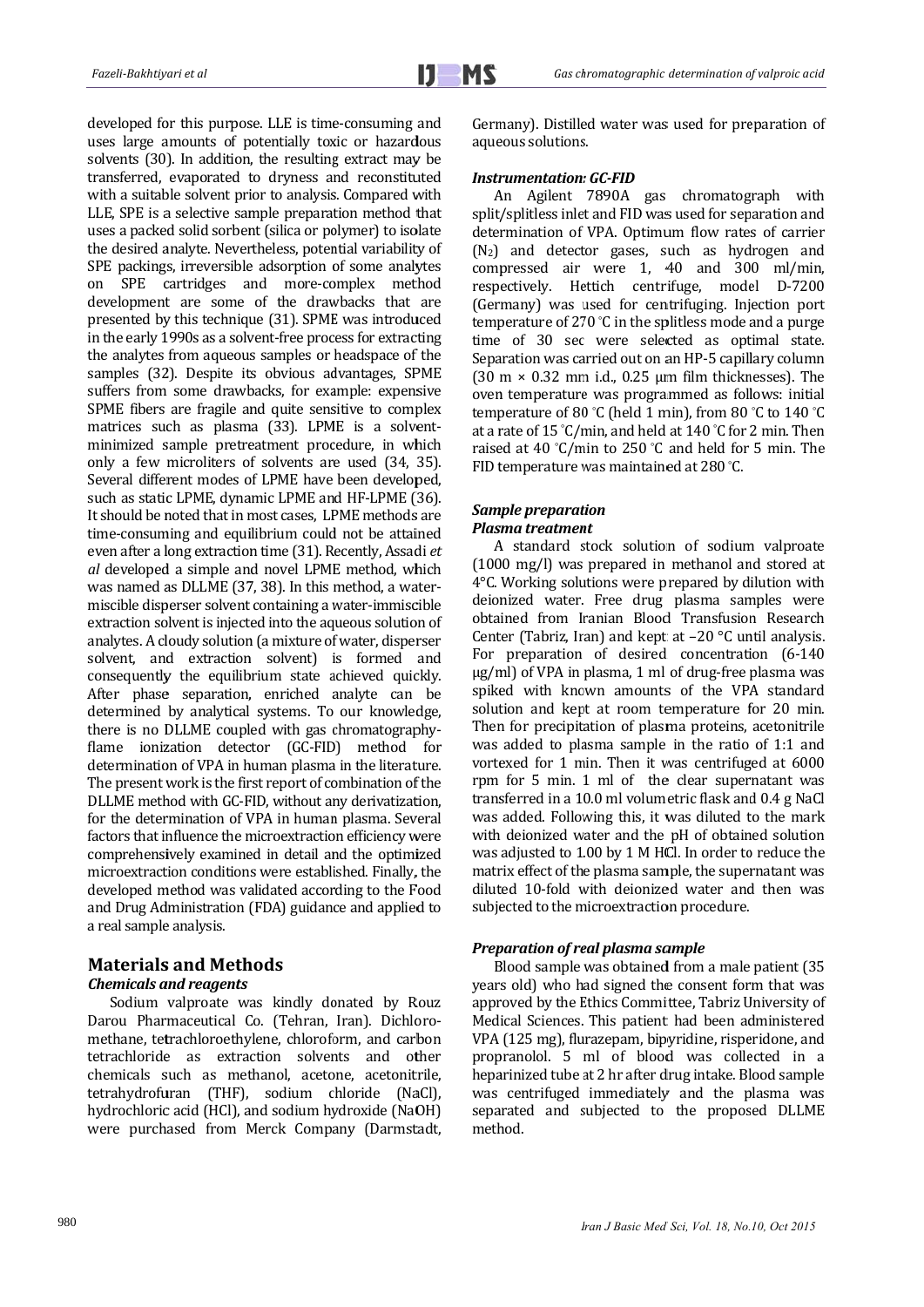developed for this purpose. LLE is time-consuming and uses large amounts of potentially toxic or hazardous solvents (30). In addition, the resulting extract may be transferred, evaporated to dryness and reconstituted with a suitable solvent prior to analysis. Compared with LLE, SPE is a selective sample preparation method that uses a packed solid sorbent (silica or polymer) to isolate the desired analyte. Nevertheless, potential variability of SPE packings, irreversible adsorption of some analytes on SPE cartridges and more-complex method development are some of the drawbacks that are presented by this technique (31). SPME was introduced in the early 1990s as a solvent-free process for extracting the analytes from aqueous samples or headspace of the samples (32). Despite its obvious advantages, SPME suffers from some drawbacks, for example: expensive SPME fibers are fragile and quite sensitive to complex matrices such as plasma (33). LPME is a solvent-minimized sample pretreatment procedure, in which only a few microliters of solvents are used (34, 35). Several different modes of LPME have been developed, such as static LPME, dynamic LPME and HF-LPME (36). It should be noted that in most cases, LPME methods are time-consuming and equilibrium could not be attained even after a long extraction time (31). Recently, Assadi *et al* developed a simple and novel LPME method, which was named as DLLME (37, 38). In this method, a water-miscible disperser solvent containing a water-immiscible extraction solvent is injected into the aqueous solution of analytes. A cloudy solution (a mixture of water, disperser solvent, and extraction solvent) is formed and consequently the equilibrium state achieved quickly. After phase separation, enriched analyte can be determined by analytical systems. To our knowledge, there is no DLLME coupled with gas chromatography-flame ionization detector (GC-FID) method for determination of VPA in human plasma in the literature. The present work is the first report of combination of the DLLME method with GC-FID, without any derivatization, for the determination of VPA in human plasma. Several factors that influence the microextraction efficiency were comprehensively examined in detail and the optimized microextraction conditions were established. Finally, the developed method was validated according to the Food and Drug Administration (FDA) guidance and applied to a real sample analysis.

## Materials and Methods

### *Chemicals and reagents*

Sodium valproate was kindly donated by Rouz Darou Pharmaceutical Co. (Tehran, Iran). Dichloromethane, tetrachloroethylene, chloroform, and carbon tetrachloride as extraction solvents and other chemicals such as methanol, acetone, acetonitrile, tetrahydrofuran (THF), sodium chloride (NaCl), hydrochloric acid (HCl), and sodium hydroxide (NaOH) were purchased from Merck Company (Darmstadt, Germany). Distilled water was used for preparation of aqueous solutions.

### *Instrumentation: GC-FID*

An Agilent 7890A gas chromatograph with split/splitless inlet and FID was used for separation and determination of VPA. Optimum flow rates of carrier ($N_2$) and detector gases, such as hydrogen and compressed air were 1, 40 and 300 ml/min, respectively. Hettich centrifuge, model D-7200 (Germany) was used for centrifuging. Injection port temperature of 270 °C in the splitless mode and a purge time of 30 sec were selected as optimal state. Separation was carried out on an HP-5 capillary column (30 m × 0.32 mm i.d., 0.25 µm film thicknesses). The oven temperature was programmed as follows: initial temperature of 80 °C (held 1 min), from 80 °C to 140 °C at a rate of 15 °C/min, and held at 140 °C for 2 min. Then raised at 40 °C/min to 250 °C and held for 5 min. The FID temperature was maintained at 280 °C.

### *Sample preparation*

#### *Plasma treatment*

A standard stock solution of sodium valproate (1000 mg/l) was prepared in methanol and stored at 4°C. Working solutions were prepared by dilution with deionized water. Free drug plasma samples were obtained from Iranian Blood Transfusion Research Center (Tabriz, Iran) and kept at –20 °C until analysis. For preparation of desired concentration (6-140 µg/ml) of VPA in plasma, 1 ml of drug-free plasma was spiked with known amounts of the VPA standard solution and kept at room temperature for 20 min. Then for precipitation of plasma proteins, acetonitrile was added to plasma sample in the ratio of 1:1 and vortexed for 1 min. Then it was centrifuged at 6000 rpm for 5 min. 1 ml of the clear supernatant was transferred in a 10.0 ml volumetric flask and 0.4 g NaCl was added. Following this, it was diluted to the mark with deionized water and the pH of obtained solution was adjusted to 1.00 by 1 M HCl. In order to reduce the matrix effect of the plasma sample, the supernatant was diluted 10-fold with deionized water and then was subjected to the microextraction procedure.

### *Preparation of real plasma sample*

Blood sample was obtained from a male patient (35 years old) who had signed the consent form that was approved by the Ethics Committee, Tabriz University of Medical Sciences. This patient had been administered VPA (125 mg), flurazepam, bipyridine, risperidone, and propranolol. 5 ml of blood was collected in a heparinized tube at 2 hr after drug intake. Blood sample was centrifuged immediately and the plasma was separated and subjected to the proposed DLLME method.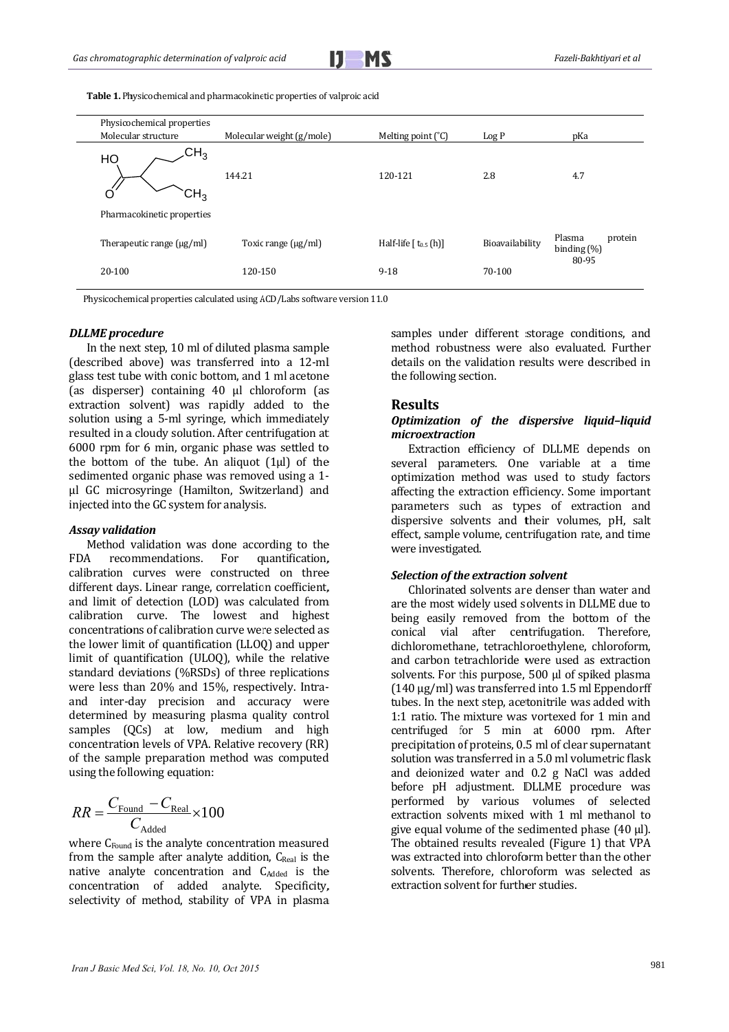**Table 1.** Physicochemical and pharmacokinetic properties of valproic acid

| Physicochemical properties | | | | |
|---|---|---|---|---|
| Molecular structure | Molecular weight (g/mole) | Melting point (°C) | Log P | pKa |
| HO–C(=O)–CH(CH₂CH₂CH₃)₂ | 144.21 | 120-121 | 2.8 | 4.7 |
| **Pharmacokinetic properties** | | | | |
| Therapeutic range (µg/ml) | Toxic range (µg/ml) | Half-life [ $t_{0.5}$ (h)] | Bioavailability | Plasma protein binding (%) |
| 20-100 | 120-150 | 9-18 | 70-100 | 80-95 |

Physicochemical properties calculated using ACD/Labs software version 11.0

### *DLLME procedure*

In the next step, 10 ml of diluted plasma sample (described above) was transferred into a 12-ml glass test tube with conic bottom, and 1 ml acetone (as disperser) containing 40 µl chloroform (as extraction solvent) was rapidly added to the solution using a 5-ml syringe, which immediately resulted in a cloudy solution. After centrifugation at 6000 rpm for 6 min, organic phase was settled to the bottom of the tube. An aliquot (1µl) of the sedimented organic phase was removed using a 1-µl GC microsyringe (Hamilton, Switzerland) and injected into the GC system for analysis.

### *Assay validation*

Method validation was done according to the FDA recommendations. For quantification, calibration curves were constructed on three different days. Linear range, correlation coefficient, and limit of detection (LOD) was calculated from calibration curve. The lowest and highest concentrations of calibration curve were selected as the lower limit of quantification (LLOQ) and upper limit of quantification (ULOQ), while the relative standard deviations (%RSDs) of three replications were less than 20% and 15%, respectively. Intra- and inter-day precision and accuracy were determined by measuring plasma quality control samples (QCs) at low, medium and high concentration levels of VPA. Relative recovery (RR) of the sample preparation method was computed using the following equation:

$$RR = \frac{C_{\text{Found}} - C_{\text{Real}}}{C_{\text{Added}}} \times 100$$

where $C_{Found}$ is the analyte concentration measured from the sample after analyte addition, $C_{Real}$ is the native analyte concentration and $C_{Added}$ is the concentration of added analyte. Specificity, selectivity of method, stability of VPA in plasma samples under different storage conditions, and method robustness were also evaluated. Further details on the validation results were described in the following section.

## Results

### *Optimization of the dispersive liquid–liquid microextraction*

Extraction efficiency of DLLME depends on several parameters. One variable at a time optimization method was used to study factors affecting the extraction efficiency. Some important parameters such as types of extraction and dispersive solvents and their volumes, pH, salt effect, sample volume, centrifugation rate, and time were investigated.

### *Selection of the extraction solvent*

Chlorinated solvents are denser than water and are the most widely used solvents in DLLME due to being easily removed from the bottom of the conical vial after centrifugation. Therefore, dichloromethane, tetrachloroethylene, chloroform, and carbon tetrachloride were used as extraction solvents. For this purpose, 500 µl of spiked plasma (140 µg/ml) was transferred into 1.5 ml Eppendorff tubes. In the next step, acetonitrile was added with 1:1 ratio. The mixture was vortexed for 1 min and centrifuged for 5 min at 6000 rpm. After precipitation of proteins, 0.5 ml of clear supernatant solution was transferred in a 5.0 ml volumetric flask and deionized water and 0.2 g NaCl was added before pH adjustment. DLLME procedure was performed by various volumes of selected extraction solvents mixed with 1 ml methanol to give equal volume of the sedimented phase (40 µl). The obtained results revealed (Figure 1) that VPA was extracted into chloroform better than the other solvents. Therefore, chloroform was selected as extraction solvent for further studies.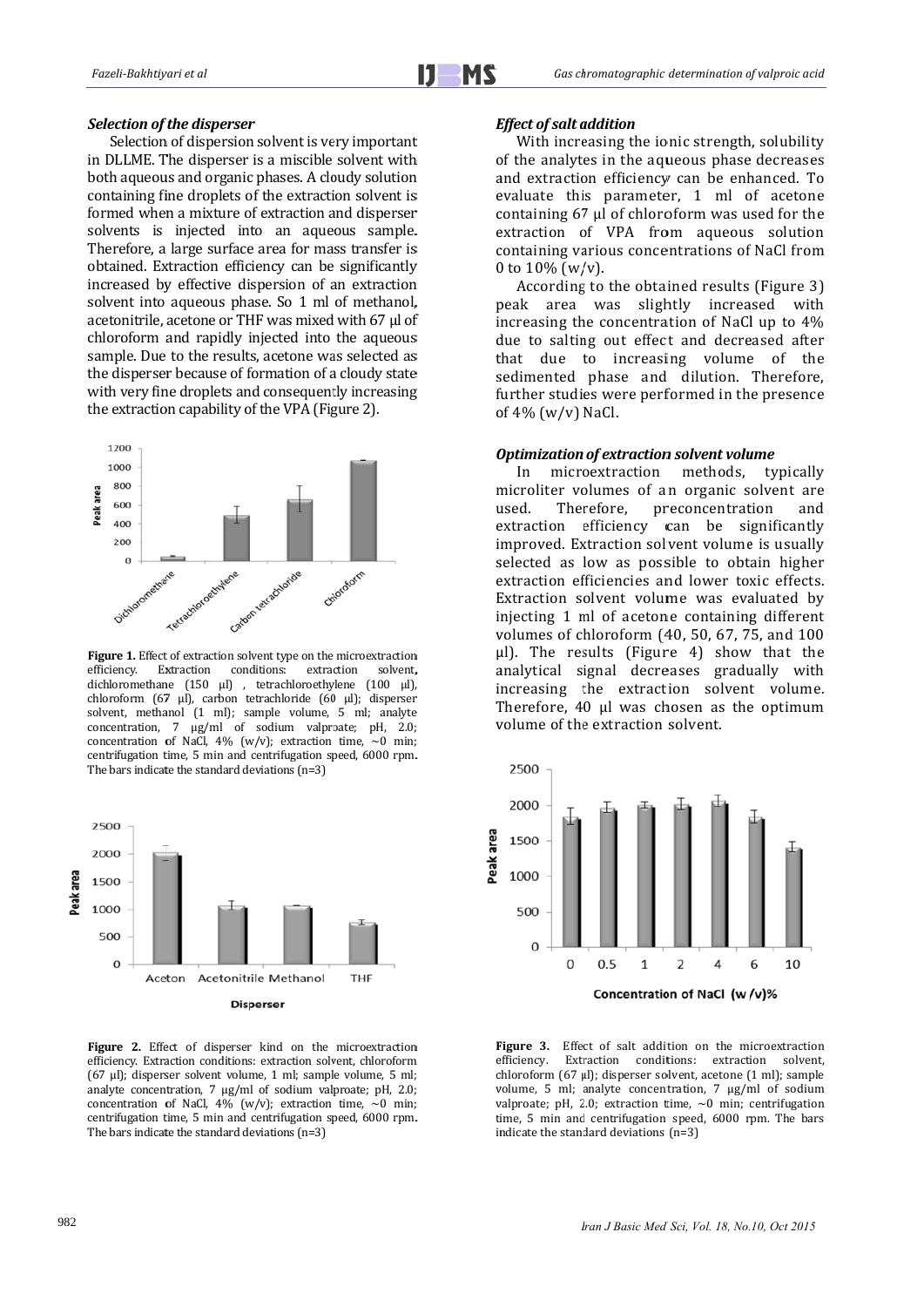### *Selection of the disperser*

Selection of dispersion solvent is very important in DLLME. The disperser is a miscible solvent with both aqueous and organic phases. A cloudy solution containing fine droplets of the extraction solvent is formed when a mixture of extraction and disperser solvents is injected into an aqueous sample. Therefore, a large surface area for mass transfer is obtained. Extraction efficiency can be significantly increased by effective dispersion of an extraction solvent into aqueous phase. So 1 ml of methanol, acetonitrile, acetone or THF was mixed with 67 µl of chloroform and rapidly injected into the aqueous sample. Due to the results, acetone was selected as the disperser because of formation of a cloudy state with very fine droplets and consequently increasing the extraction capability of the VPA (Figure 2).

**Figure 1.** Effect of extraction solvent type on the microextraction efficiency. Extraction conditions: extraction solvent, dichloromethane (150 µl) , tetrachloroethylene (100 µl), chloroform (67 µl), carbon tetrachloride (60 µl); disperser solvent, methanol (1 ml); sample volume, 5 ml; analyte concentration, 7 µg/ml of sodium valproate; pH, 2.0; concentration of NaCl, 4% (w/v); extraction time, ~0 min; centrifugation time, 5 min and centrifugation speed, 6000 rpm. The bars indicate the standard deviations (n=3)

**Figure 2.** Effect of disperser kind on the microextraction efficiency. Extraction conditions: extraction solvent, chloroform (67 µl); disperser solvent volume, 1 ml; sample volume, 5 ml; analyte concentration, 7 µg/ml of sodium valproate; pH, 2.0; concentration of NaCl, 4% (w/v); extraction time, ~0 min; centrifugation time, 5 min and centrifugation speed, 6000 rpm. The bars indicate the standard deviations (n=3)

### *Effect of salt addition*

With increasing the ionic strength, solubility of the analytes in the aqueous phase decreases and extraction efficiency can be enhanced. To evaluate this parameter, 1 ml of acetone containing 67 µl of chloroform was used for the extraction of VPA from aqueous solution containing various concentrations of NaCl from 0 to 10% (w/v).

According to the obtained results (Figure 3) peak area was slightly increased with increasing the concentration of NaCl up to 4% due to salting out effect and decreased after that due to increasing volume of the sedimented phase and dilution. Therefore, further studies were performed in the presence of 4% (w/v) NaCl.

### *Optimization of extraction solvent volume*

In microextraction methods, typically microliter volumes of an organic solvent are used. Therefore, preconcentration and extraction efficiency can be significantly improved. Extraction solvent volume is usually selected as low as possible to obtain higher extraction efficiencies and lower toxic effects. Extraction solvent volume was evaluated by injecting 1 ml of acetone containing different volumes of chloroform (40, 50, 67, 75, and 100 µl). The results (Figure 4) show that the analytical signal decreases gradually with increasing the extraction solvent volume. Therefore, 40 µl was chosen as the optimum volume of the extraction solvent.

**Figure 3.** Effect of salt addition on the microextraction efficiency. Extraction conditions: extraction solvent, chloroform (67 µl); disperser solvent, acetone (1 ml); sample volume, 5 ml; analyte concentration, 7 µg/ml of sodium valproate; pH, 2.0; extraction time, ~0 min; centrifugation time, 5 min and centrifugation speed, 6000 rpm. The bars indicate the standard deviations (n=3)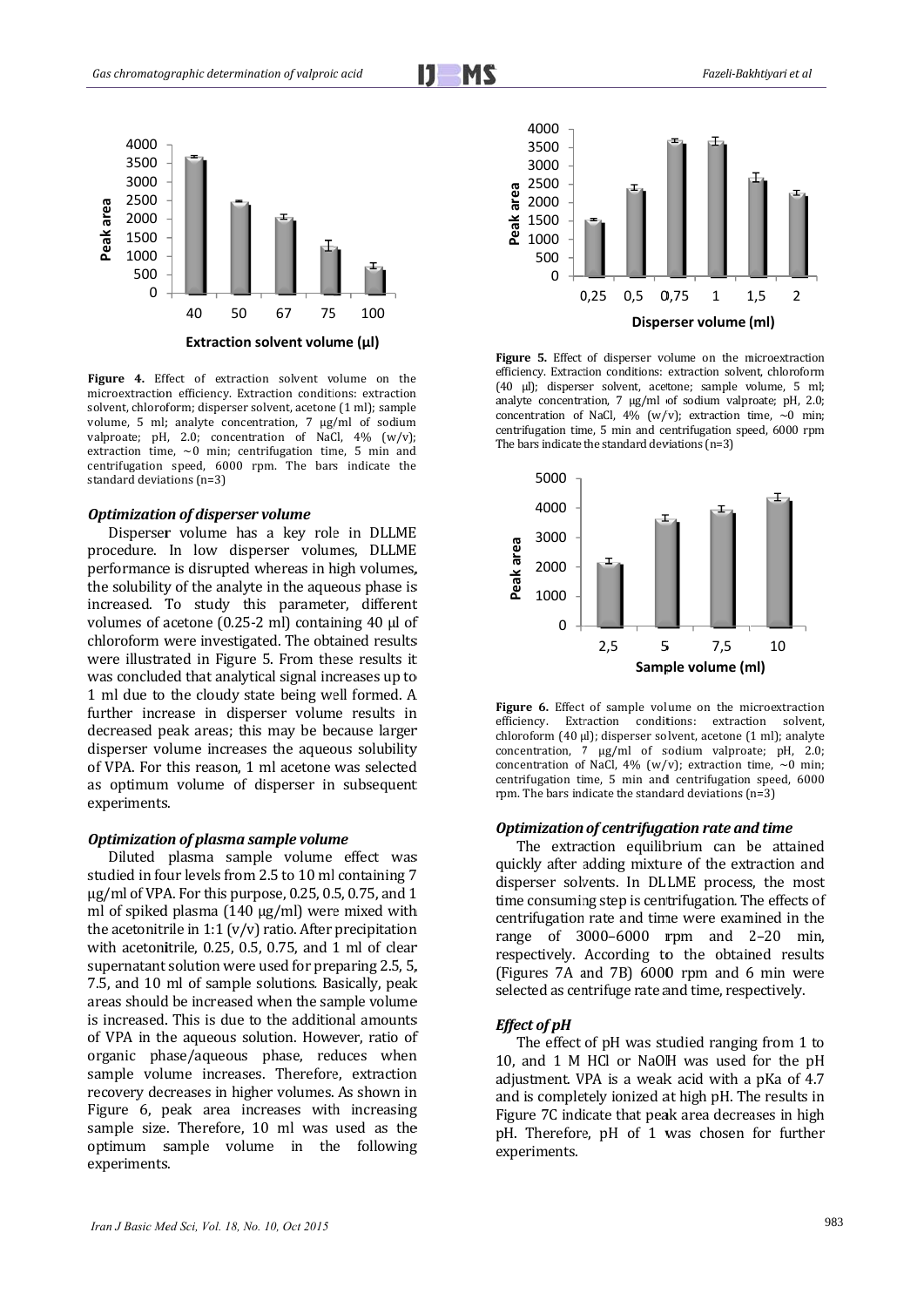Figure 4. Effect of extraction solvent volume on the microextraction efficiency. Extraction conditions: extraction solvent, chloroform; disperser solvent, acetone (1 ml); sample volume, 5 ml; analyte concentration, 7 µg/ml of sodium valproate; pH, 2.0; concentration of NaCl, 4% (w/v); extraction time, ~0 min; centrifugation time, 5 min and centrifugation speed, 6000 rpm. The bars indicate the standard deviations (n=3)

### *Optimization of disperser volume*

Disperser volume has a key role in DLLME procedure. In low disperser volumes, DLLME performance is disrupted whereas in high volumes, the solubility of the analyte in the aqueous phase is increased. To study this parameter, different volumes of acetone (0.25-2 ml) containing 40 µl of chloroform were investigated. The obtained results were illustrated in Figure 5. From these results it was concluded that analytical signal increases up to 1 ml due to the cloudy state being well formed. A further increase in disperser volume results in decreased peak areas; this may be because larger disperser volume increases the aqueous solubility of VPA. For this reason, 1 ml acetone was selected as optimum volume of disperser in subsequent experiments.

### *Optimization of plasma sample volume*

Diluted plasma sample volume effect was studied in four levels from 2.5 to 10 ml containing 7 µg/ml of VPA. For this purpose, 0.25, 0.5, 0.75, and 1 ml of spiked plasma (140 µg/ml) were mixed with the acetonitrile in 1:1 (v/v) ratio. After precipitation with acetonitrile, 0.25, 0.5, 0.75, and 1 ml of clear supernatant solution were used for preparing 2.5, 5, 7.5, and 10 ml of sample solutions. Basically, peak areas should be increased when the sample volume is increased. This is due to the additional amounts of VPA in the aqueous solution. However, ratio of organic phase/aqueous phase, reduces when sample volume increases. Therefore, extraction recovery decreases in higher volumes. As shown in Figure 6, peak area increases with increasing sample size. Therefore, 10 ml was used as the optimum sample volume in the following experiments.

Figure 5. Effect of disperser volume on the microextraction efficiency. Extraction conditions: extraction solvent, chloroform (40 µl); disperser solvent, acetone; sample volume, 5 ml; analyte concentration, 7 µg/ml of sodium valproate; pH, 2.0; concentration of NaCl, 4% (w/v); extraction time, ~0 min; centrifugation time, 5 min and centrifugation speed, 6000 rpm The bars indicate the standard deviations (n=3)

Figure 6. Effect of sample volume on the microextraction efficiency. Extraction conditions: extraction solvent, chloroform (40 µl); disperser solvent, acetone (1 ml); analyte concentration, 7 µg/ml of sodium valproate; pH, 2.0; concentration of NaCl, 4% (w/v); extraction time, ~0 min; centrifugation time, 5 min and centrifugation speed, 6000 rpm. The bars indicate the standard deviations (n=3)

### *Optimization of centrifugation rate and time*

The extraction equilibrium can be attained quickly after adding mixture of the extraction and disperser solvents. In DLLME process, the most time consuming step is centrifugation. The effects of centrifugation rate and time were examined in the range of 3000–6000 rpm and 2–20 min, respectively. According to the obtained results (Figures 7A and 7B) 6000 rpm and 6 min were selected as centrifuge rate and time, respectively.

### *Effect of pH*

The effect of pH was studied ranging from 1 to 10, and 1 M HCl or NaOH was used for the pH adjustment. VPA is a weak acid with a pKa of 4.7 and is completely ionized at high pH. The results in Figure 7C indicate that peak area decreases in high pH. Therefore, pH of 1 was chosen for further experiments.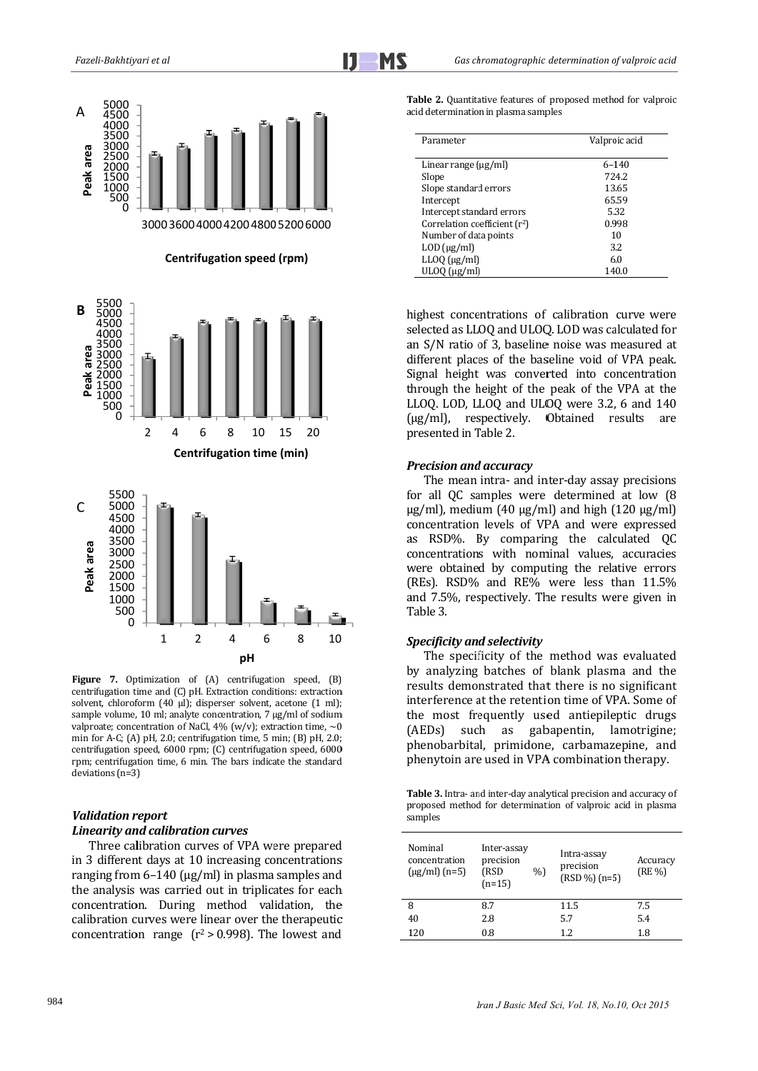Figure 7. Optimization of (A) centrifugation speed, (B) centrifugation time and (C) pH. Extraction conditions: extraction solvent, chloroform (40 µl); disperser solvent, acetone (1 ml); sample volume, 10 ml; analyte concentration, 7 µg/ml of sodium valproate; concentration of NaCl, 4% (w/v); extraction time, ~0 min for A-C; (A) pH, 2.0; centrifugation time, 5 min; (B) pH, 2.0; centrifugation speed, 6000 rpm; (C) centrifugation speed, 6000 rpm; centrifugation time, 6 min. The bars indicate the standard deviations (n=3)

### Validation report

#### Linearity and calibration curves

Three calibration curves of VPA were prepared in 3 different days at 10 increasing concentrations ranging from 6–140 (µg/ml) in plasma samples and the analysis was carried out in triplicates for each concentration. During method validation, the calibration curves were linear over the therapeutic concentration range ($r^2 > 0.998$). The lowest and highest concentrations of calibration curve were selected as LLOQ and ULOQ. LOD was calculated for an S/N ratio of 3, baseline noise was measured at different places of the baseline void of VPA peak. Signal height was converted into concentration through the height of the peak of the VPA at the LLOQ. LOD, LLOQ and ULOQ were 3.2, 6 and 140 (µg/ml), respectively. Obtained results are presented in Table 2.

**Table 2.** Quantitative features of proposed method for valproic acid determination in plasma samples

| Parameter | Valproic acid |
|---|---|
| Linear range (µg/ml) | 6–140 |
| Slope | 724.2 |
| Slope standard errors | 13.65 |
| Intercept | 65.59 |
| Intercept standard errors | 5.32 |
| Correlation coefficient ($r^2$) | 0.998 |
| Number of data points | 10 |
| LOD (µg/ml) | 3.2 |
| LLOQ (µg/ml) | 6.0 |
| ULOQ (µg/ml) | 140.0 |

#### Precision and accuracy

The mean intra- and inter-day assay precisions for all QC samples were determined at low (8 µg/ml), medium (40 µg/ml) and high (120 µg/ml) concentration levels of VPA and were expressed as RSD%. By comparing the calculated QC concentrations with nominal values, accuracies were obtained by computing the relative errors (REs). RSD% and RE% were less than 11.5% and 7.5%, respectively. The results were given in Table 3.

#### Specificity and selectivity

The specificity of the method was evaluated by analyzing batches of blank plasma and the results demonstrated that there is no significant interference at the retention time of VPA. Some of the most frequently used antiepileptic drugs (AEDs) such as gabapentin, lamotrigine; phenobarbital, primidone, carbamazepine, and phenytoin are used in VPA combination therapy.

**Table 3.** Intra- and inter-day analytical precision and accuracy of proposed method for determination of valproic acid in plasma samples

| Nominal concentration (µg/ml) (n=5) | Inter-assay precision (RSD %) (n=15) | Intra-assay precision (RSD %) (n=5) | Accuracy (RE %) |
|---|---|---|---|
| 8 | 8.7 | 11.5 | 7.5 |
| 40 | 2.8 | 5.7 | 5.4 |
| 120 | 0.8 | 1.2 | 1.8 |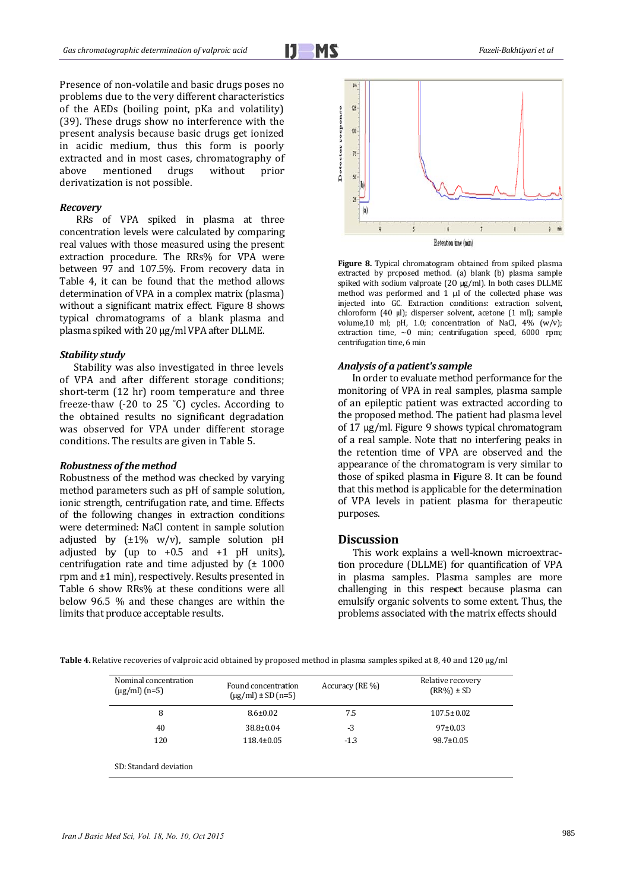Presence of non-volatile and basic drugs poses no problems due to the very different characteristics of the AEDs (boiling point, pKa and volatility) (39). These drugs show no interference with the present analysis because basic drugs get ionized in acidic medium, thus this form is poorly extracted and in most cases, chromatography of above mentioned drugs without prior derivatization is not possible.

### Recovery

RRs of VPA spiked in plasma at three concentration levels were calculated by comparing real values with those measured using the present extraction procedure. The RRs% for VPA were between 97 and 107.5%. From recovery data in Table 4, it can be found that the method allows determination of VPA in a complex matrix (plasma) without a significant matrix effect. Figure 8 shows typical chromatograms of a blank plasma and plasma spiked with 20 μg/ml VPA after DLLME.

### Stability study

Stability was also investigated in three levels of VPA and after different storage conditions; short-term (12 hr) room temperature and three freeze-thaw (-20 to 25 °C) cycles. According to the obtained results no significant degradation was observed for VPA under different storage conditions. The results are given in Table 5.

### Robustness of the method

Robustness of the method was checked by varying method parameters such as pH of sample solution, ionic strength, centrifugation rate, and time. Effects of the following changes in extraction conditions were determined: NaCl content in sample solution adjusted by (±1% w/v), sample solution pH adjusted by (up to +0.5 and +1 pH units), centrifugation rate and time adjusted by (± 1000 rpm and ±1 min), respectively. Results presented in Table 6 show RRs% at these conditions were all below 96.5 % and these changes are within the limits that produce acceptable results.

**Figure 8.** Typical chromatogram obtained from spiked plasma extracted by proposed method. (a) blank (b) plasma sample spiked with sodium valproate (20 μg/ml). In both cases DLLME method was performed and 1 μl of the collected phase was injected into GC. Extraction conditions: extraction solvent, chloroform (40 μl); disperser solvent, acetone (1 ml); sample volume,10 ml; pH, 1.0; concentration of NaCl, 4% (w/v); extraction time, ~0 min; centrifugation speed, 6000 rpm; centrifugation time, 6 min

### Analysis of a patient's sample

In order to evaluate method performance for the monitoring of VPA in real samples, plasma sample of an epileptic patient was extracted according to the proposed method. The patient had plasma level of 17 μg/ml. Figure 9 shows typical chromatogram of a real sample. Note that no interfering peaks in the retention time of VPA are observed and the appearance of the chromatogram is very similar to those of spiked plasma in Figure 8. It can be found that this method is applicable for the determination of VPA levels in patient plasma for therapeutic purposes.

## Discussion

This work explains a well-known microextraction procedure (DLLME) for quantification of VPA in plasma samples. Plasma samples are more challenging in this respect because plasma can emulsify organic solvents to some extent. Thus, the problems associated with the matrix effects should

**Table 4.** Relative recoveries of valproic acid obtained by proposed method in plasma samples spiked at 8, 40 and 120 μg/ml

| Nominal concentration (μg/ml) (n=5) | Found concentration (μg/ml) ± SD (n=5) | Accuracy (RE %) | Relative recovery (RR%) ± SD |
|---|---|---|---|
| 8 | 8.6±0.02 | 7.5 | 107.5±0.02 |
| 40 | 38.8±0.04 | -3 | 97±0.03 |
| 120 | 118.4±0.05 | -1.3 | 98.7±0.05 |

SD: Standard deviation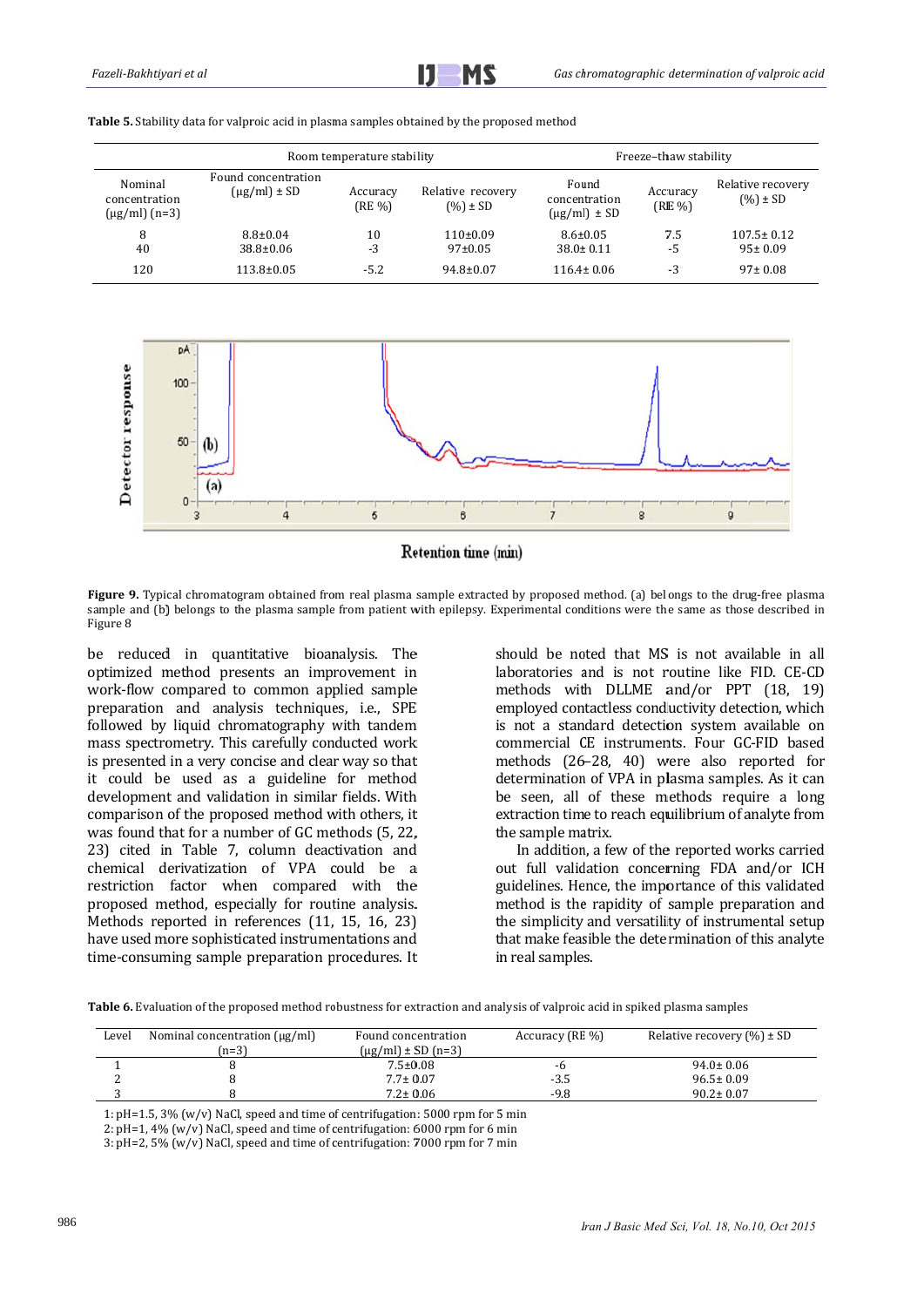**Table 5.** Stability data for valproic acid in plasma samples obtained by the proposed method

| | Room temperature stability | | | Freeze–thaw stability | | |
|---|---|---|---|---|---|---|
| Nominal concentration (μg/ml) (n=3) | Found concentration (μg/ml) ± SD | Accuracy (RE %) | Relative recovery (%) ± SD | Found concentration (μg/ml) ± SD | Accuracy (RE %) | Relative recovery (%) ± SD |
| 8 | 8.8±0.04 | 10 | 110±0.09 | 8.6±0.05 | 7.5 | 107.5± 0.12 |
| 40 | 38.8±0.06 | -3 | 97±0.05 | 38.0± 0.11 | -5 | 95± 0.09 |
| 120 | 113.8±0.05 | -5.2 | 94.8±0.07 | 116.4± 0.06 | -3 | 97± 0.08 |

**Figure 9.** Typical chromatogram obtained from real plasma sample extracted by proposed method. (a) belongs to the drug-free plasma sample and (b) belongs to the plasma sample from patient with epilepsy. Experimental conditions were the same as those described in Figure 8

be reduced in quantitative bioanalysis. The optimized method presents an improvement in work-flow compared to common applied sample preparation and analysis techniques, i.e., SPE followed by liquid chromatography with tandem mass spectrometry. This carefully conducted work is presented in a very concise and clear way so that it could be used as a guideline for method development and validation in similar fields. With comparison of the proposed method with others, it was found that for a number of GC methods (5, 22, 23) cited in Table 7, column deactivation and chemical derivatization of VPA could be a restriction factor when compared with the proposed method, especially for routine analysis. Methods reported in references (11, 15, 16, 23) have used more sophisticated instrumentations and time-consuming sample preparation procedures. It should be noted that MS is not available in all laboratories and is not routine like FID. CE-CD methods with DLLME and/or PPT (18, 19) employed contactless conductivity detection, which is not a standard detection system available on commercial CE instruments. Four GC-FID based methods (26–28, 40) were also reported for determination of VPA in plasma samples. As it can be seen, all of these methods require a long extraction time to reach equilibrium of analyte from the sample matrix.

In addition, a few of the reported works carried out full validation concerning FDA and/or ICH guidelines. Hence, the importance of this validated method is the rapidity of sample preparation and the simplicity and versatility of instrumental setup that make feasible the determination of this analyte in real samples.

**Table 6.** Evaluation of the proposed method robustness for extraction and analysis of valproic acid in spiked plasma samples

| Level | Nominal concentration (μg/ml) (n=3) | Found concentration (μg/ml) ± SD (n=3) | Accuracy (RE %) | Relative recovery (%) ± SD |
|---|---|---|---|---|
| 1 | 8 | 7.5±0.08 | -6 | 94.0± 0.06 |
| 2 | 8 | 7.7± 0.07 | -3.5 | 96.5± 0.09 |
| 3 | 8 | 7.2± 0.06 | -9.8 | 90.2± 0.07 |

1: pH=1.5, 3% (w/v) NaCl, speed and time of centrifugation: 5000 rpm for 5 min
2: pH=1, 4% (w/v) NaCl, speed and time of centrifugation: 6000 rpm for 6 min
3: pH=2, 5% (w/v) NaCl, speed and time of centrifugation: 7000 rpm for 7 min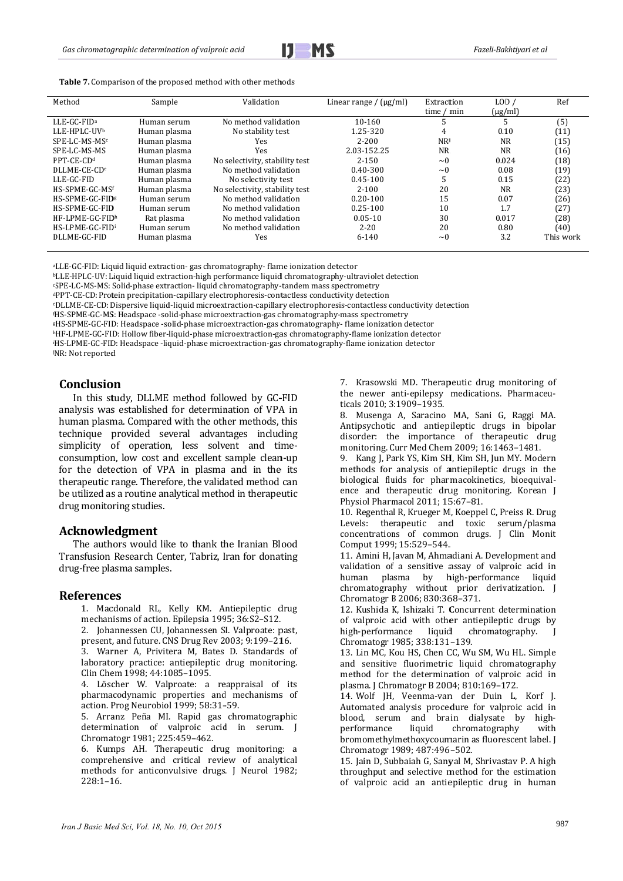**Table 7.** Comparison of the proposed method with other methods

| Method | Sample | Validation | Linear range / (µg/ml) | Extraction time / min | LOD / (µg/ml) | Ref |
|---|---|---|---|---|---|---|
| LLE-GC-FID[a] | Human serum | No method validation | 10-160 | 5 | 5 | (5) |
| LLE-HPLC-UV[b] | Human plasma | No stability test | 1.25-320 | 4 | 0.10 | (11) |
| SPE-LC-MS-MS[c] | Human plasma | Yes | 2-200 | NR[j] | NR | (15) |
| SPE-LC-MS-MS | Human plasma | Yes | 2.03-152.25 | NR | NR | (16) |
| PPT-CE-CD[d] | Human plasma | No selectivity, stability test | 2-150 | ~0 | 0.024 | (18) |
| DLLME-CE-CD[e] | Human plasma | No method validation | 0.40-300 | ~0 | 0.08 | (19) |
| LLE-GC-FID | Human plasma | No selectivity test | 0.45-100 | 5 | 0.15 | (22) |
| HS-SPME-GC-MS[f] | Human plasma | No selectivity, stability test | 2-100 | 20 | NR | (23) |
| HS-SPME-GC-FID[g] | Human serum | No method validation | 0.20-100 | 15 | 0.07 | (26) |
| HS-SPME-GC-FID | Human serum | No method validation | 0.25-100 | 10 | 1.7 | (27) |
| HF-LPME-GC-FID[h] | Rat plasma | No method validation | 0.05-10 | 30 | 0.017 | (28) |
| HS-LPME-GC-FID[i] | Human serum | No method validation | 2-20 | 20 | 0.80 | (40) |
| DLLME-GC-FID | Human plasma | Yes | 6-140 | ~0 | 3.2 | This work |

[a]LLE-GC-FID: Liquid liquid extraction- gas chromatography- flame ionization detector
[b]LLE-HPLC-UV: Liquid liquid extraction-high performance liquid chromatography-ultraviolet detection
[c]SPE-LC-MS-MS: Solid-phase extraction- liquid chromatography-tandem mass spectrometry
[d]PPT-CE-CD: Protein precipitation-capillary electrophoresis-contactless conductivity detection
[e]DLLME-CE-CD: Dispersive liquid-liquid microextraction-capillary electrophoresis-contactless conductivity detection
[f]HS-SPME-GC-MS: Headspace -solid-phase microextraction-gas chromatography-mass spectrometry
[g]HS-SPME-GC-FID: Headspace -solid-phase microextraction-gas chromatography- flame ionization detector
[h]HF-LPME-GC-FID: Hollow fiber-liquid-phase microextraction-gas chromatography-flame ionization detector
[i]HS-LPME-GC-FID: Headspace -liquid-phase microextraction-gas chromatography-flame ionization detector
[j]NR: Not reported

## Conclusion

In this study, DLLME method followed by GC-FID analysis was established for determination of VPA in human plasma. Compared with the other methods, this technique provided several advantages including simplicity of operation, less solvent and time-consumption, low cost and excellent sample clean-up for the detection of VPA in plasma and in the its therapeutic range. Therefore, the validated method can be utilized as a routine analytical method in therapeutic drug monitoring studies.

## Acknowledgment

The authors would like to thank the Iranian Blood Transfusion Research Center, Tabriz, Iran for donating drug-free plasma samples.

## References

1. Macdonald RL, Kelly KM. Antiepileptic drug mechanisms of action. Epilepsia 1995; 36:S2–S12.
2. Johannessen CU, Johannessen SI. Valproate: past, present, and future. CNS Drug Rev 2003; 9:199–216.
3. Warner A, Privitera M, Bates D. Standards of laboratory practice: antiepileptic drug monitoring. Clin Chem 1998; 44:1085–1095.
4. Löscher W. Valproate: a reappraisal of its pharmacodynamic properties and mechanisms of action. Prog Neurobiol 1999; 58:31–59.
5. Arranz Peña MI. Rapid gas chromatographic determination of valproic acid in serum. J Chromatogr 1981; 225:459–462.
6. Kumps AH. Therapeutic drug monitoring: a comprehensive and critical review of analytical methods for anticonvulsive drugs. J Neurol 1982; 228:1–16.
7. Krasowski MD. Therapeutic drug monitoring of the newer anti-epilepsy medications. Pharmaceuticals 2010; 3:1909–1935.
8. Musenga A, Saracino MA, Sani G, Raggi MA. Antipsychotic and antiepileptic drugs in bipolar disorder: the importance of therapeutic drug monitoring. Curr Med Chem 2009; 16:1463–1481.
9. Kang J, Park YS, Kim SH, Kim SH, Jun MY. Modern methods for analysis of antiepileptic drugs in the biological fluids for pharmacokinetics, bioequivalence and therapeutic drug monitoring. Korean J Physiol Pharmacol 2011; 15:67–81.
10. Regenthal R, Krueger M, Koeppel C, Preiss R. Drug Levels: therapeutic and toxic serum/plasma concentrations of common drugs. J Clin Monit Comput 1999; 15:529–544.
11. Amini H, Javan M, Ahmadiani A. Development and validation of a sensitive assay of valproic acid in human plasma by high-performance liquid chromatography without prior derivatization. J Chromatogr B 2006; 830:368–371.
12. Kushida K, Ishizaki T. Concurrent determination of valproic acid with other antiepileptic drugs by high-performance liquid chromatography. J Chromatogr 1985; 338:131–139.
13. Lin MC, Kou HS, Chen CC, Wu SM, Wu HL. Simple and sensitive fluorimetric liquid chromatography method for the determination of valproic acid in plasma. J Chromatogr B 2004; 810:169–172.
14. Wolf JH, Veenma-van der Duin L, Korf J. Automated analysis procedure for valproic acid in blood, serum and brain dialysate by high-performance liquid chromatography with bromomethylmethoxycoumarin as fluorescent label. J Chromatogr 1989; 487:496–502.
15. Jain D, Subbaiah G, Sanyal M, Shrivastav P. A high throughput and selective method for the estimation of valproic acid an antiepileptic drug in human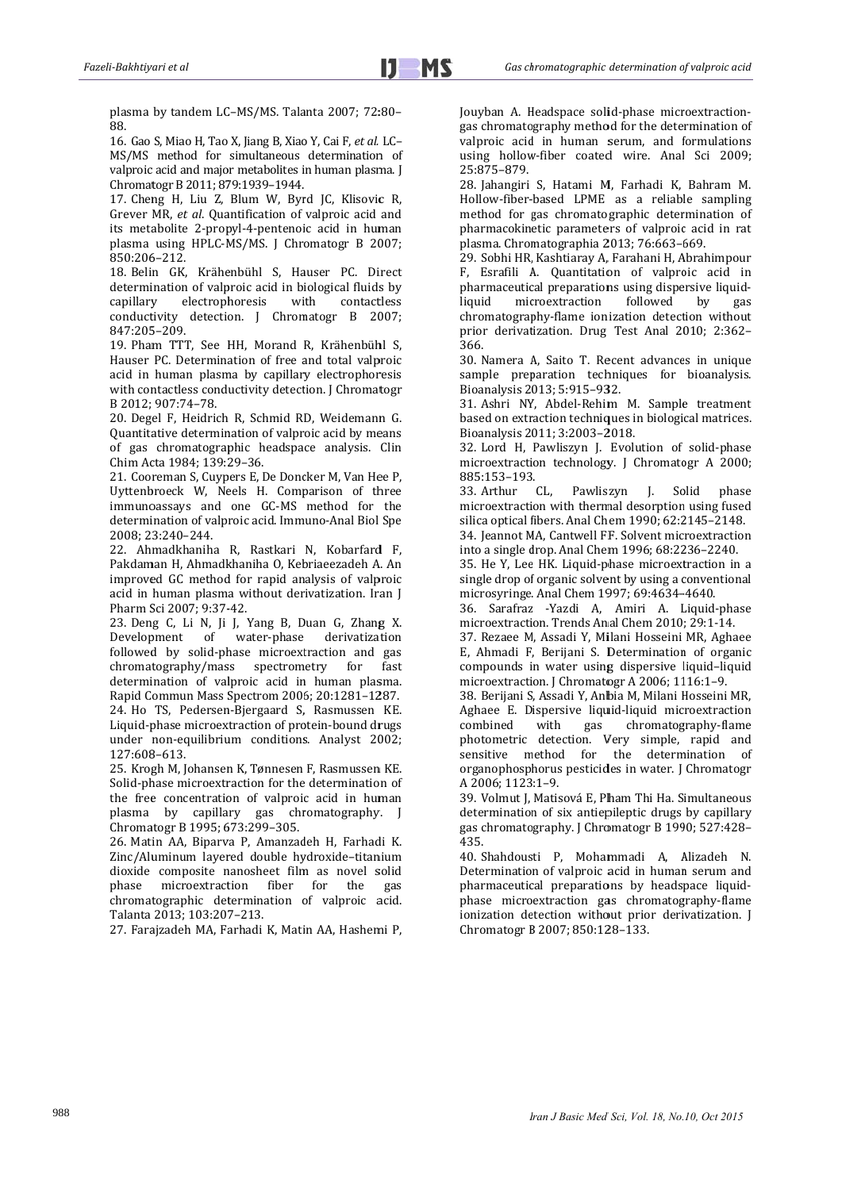plasma by tandem LC–MS/MS. Talanta 2007; 72:80–88.

16. Gao S, Miao H, Tao X, Jiang B, Xiao Y, Cai F, *et al.* LC–MS/MS method for simultaneous determination of valproic acid and major metabolites in human plasma. J Chromatogr B 2011; 879:1939–1944.

17. Cheng H, Liu Z, Blum W, Byrd JC, Klisovic R, Grever MR, *et al.* Quantification of valproic acid and its metabolite 2-propyl-4-pentenoic acid in human plasma using HPLC-MS/MS. J Chromatogr B 2007; 850:206–212.

18. Belin GK, Krähenbühl S, Hauser PC. Direct determination of valproic acid in biological fluids by capillary electrophoresis with contactless conductivity detection. J Chromatogr B 2007; 847:205–209.

19. Pham TTT, See HH, Morand R, Krähenbühl S, Hauser PC. Determination of free and total valproic acid in human plasma by capillary electrophoresis with contactless conductivity detection. J Chromatogr B 2012; 907:74–78.

20. Degel F, Heidrich R, Schmid RD, Weidemann G. Quantitative determination of valproic acid by means of gas chromatographic headspace analysis. Clin Chim Acta 1984; 139:29–36.

21. Cooreman S, Cuypers E, De Doncker M, Van Hee P, Uyttenbroeck W, Neels H. Comparison of three immunoassays and one GC-MS method for the determination of valproic acid. Immuno-Anal Biol Spe 2008; 23:240–244.

22. Ahmadkhaniha R, Rastkari N, Kobarfard F, Pakdaman H, Ahmadkhaniha O, Kebriaeezadeh A. An improved GC method for rapid analysis of valproic acid in human plasma without derivatization. Iran J Pharm Sci 2007; 9:37-42.

23. Deng C, Li N, Ji J, Yang B, Duan G, Zhang X. Development of water-phase derivatization followed by solid-phase microextraction and gas chromatography/mass spectrometry for fast determination of valproic acid in human plasma. Rapid Commun Mass Spectrom 2006; 20:1281–1287.

24. Ho TS, Pedersen-Bjergaard S, Rasmussen KE. Liquid-phase microextraction of protein-bound drugs under non-equilibrium conditions. Analyst 2002; 127:608–613.

25. Krogh M, Johansen K, Tønnesen F, Rasmussen KE. Solid-phase microextraction for the determination of the free concentration of valproic acid in human plasma by capillary gas chromatography. J Chromatogr B 1995; 673:299–305.

26. Matin AA, Biparva P, Amanzadeh H, Farhadi K. Zinc/Aluminum layered double hydroxide–titanium dioxide composite nanosheet film as novel solid phase microextraction fiber for the gas chromatographic determination of valproic acid. Talanta 2013; 103:207–213.

27. Farajzadeh MA, Farhadi K, Matin AA, Hashemi P, Jouyban A. Headspace solid-phase microextraction-gas chromatography method for the determination of valproic acid in human serum, and formulations using hollow-fiber coated wire. Anal Sci 2009; 25:875–879.

28. Jahangiri S, Hatami M, Farhadi K, Bahram M. Hollow-fiber-based LPME as a reliable sampling method for gas chromatographic determination of pharmacokinetic parameters of valproic acid in rat plasma. Chromatographia 2013; 76:663–669.

29. Sobhi HR, Kashtiaray A, Farahani H, Abrahimpour F, Esrafili A. Quantitation of valproic acid in pharmaceutical preparations using dispersive liquid-liquid microextraction followed by gas chromatography-flame ionization detection without prior derivatization. Drug Test Anal 2010; 2:362–366.

30. Namera A, Saito T. Recent advances in unique sample preparation techniques for bioanalysis. Bioanalysis 2013; 5:915–932.

31. Ashri NY, Abdel-Rehim M. Sample treatment based on extraction techniques in biological matrices. Bioanalysis 2011; 3:2003–2018.

32. Lord H, Pawliszyn J. Evolution of solid-phase microextraction technology. J Chromatogr A 2000; 885:153–193.

33. Arthur CL, Pawliszyn J. Solid phase microextraction with thermal desorption using fused silica optical fibers. Anal Chem 1990; 62:2145–2148.

34. Jeannot MA, Cantwell FF. Solvent microextraction into a single drop. Anal Chem 1996; 68:2236–2240.

35. He Y, Lee HK. Liquid-phase microextraction in a single drop of organic solvent by using a conventional microsyringe. Anal Chem 1997; 69:4634–4640.

36. Sarafraz -Yazdi A, Amiri A. Liquid-phase microextraction. Trends Anal Chem 2010; 29:1-14.

37. Rezaee M, Assadi Y, Milani Hosseini MR, Aghaee E, Ahmadi F, Berijani S. Determination of organic compounds in water using dispersive liquid–liquid microextraction. J Chromatogr A 2006; 1116:1–9.

38. Berijani S, Assadi Y, Anbia M, Milani Hosseini MR, Aghaee E. Dispersive liquid-liquid microextraction combined with gas chromatography-flame photometric detection. Very simple, rapid and sensitive method for the determination of organophosphorus pesticides in water. J Chromatogr A 2006; 1123:1–9.

39. Volmut J, Matisová E, Pham Thi Ha. Simultaneous determination of six antiepileptic drugs by capillary gas chromatography. J Chromatogr B 1990; 527:428–435.

40. Shahdousti P, Mohammadi A, Alizadeh N. Determination of valproic acid in human serum and pharmaceutical preparations by headspace liquid-phase microextraction gas chromatography-flame ionization detection without prior derivatization. J Chromatogr B 2007; 850:128–133.